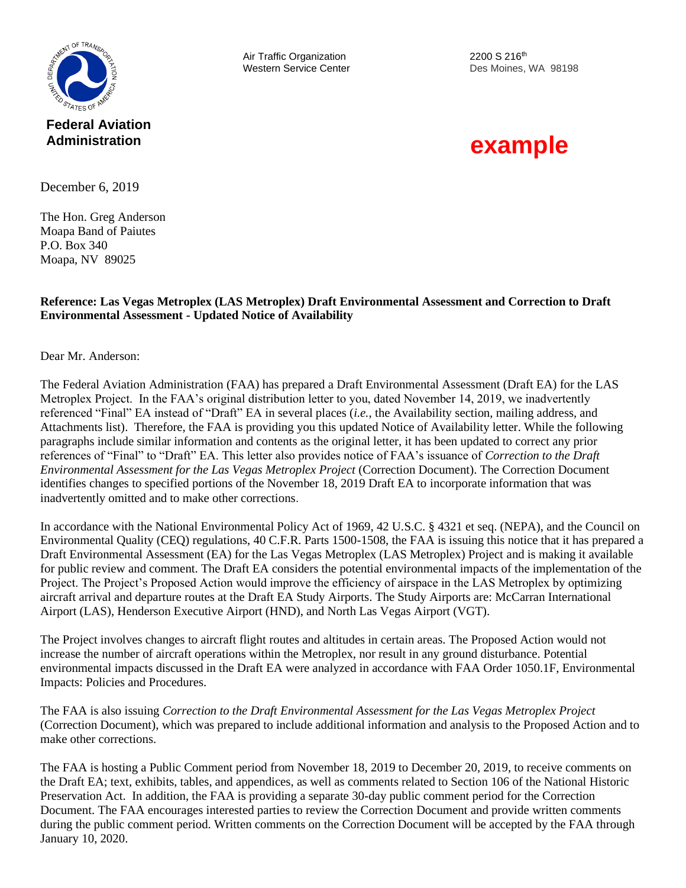**Federal Aviation Administration**

Air Traffic Organization
Western Service Center

2200 S 216th
Des Moines, WA 98198

**example**

December 6, 2019

The Hon. Greg Anderson
Moapa Band of Paiutes
P.O. Box 340
Moapa, NV 89025

**Reference: Las Vegas Metroplex (LAS Metroplex) Draft Environmental Assessment and Correction to Draft Environmental Assessment - Updated Notice of Availability**

Dear Mr. Anderson:

The Federal Aviation Administration (FAA) has prepared a Draft Environmental Assessment (Draft EA) for the LAS Metroplex Project. In the FAA's original distribution letter to you, dated November 14, 2019, we inadvertently referenced "Final" EA instead of "Draft" EA in several places (*i.e.,* the Availability section, mailing address, and Attachments list). Therefore, the FAA is providing you this updated Notice of Availability letter. While the following paragraphs include similar information and contents as the original letter, it has been updated to correct any prior references of "Final" to "Draft" EA. This letter also provides notice of FAA's issuance of *Correction to the Draft Environmental Assessment for the Las Vegas Metroplex Project* (Correction Document). The Correction Document identifies changes to specified portions of the November 18, 2019 Draft EA to incorporate information that was inadvertently omitted and to make other corrections.

In accordance with the National Environmental Policy Act of 1969, 42 U.S.C. § 4321 et seq. (NEPA), and the Council on Environmental Quality (CEQ) regulations, 40 C.F.R. Parts 1500-1508, the FAA is issuing this notice that it has prepared a Draft Environmental Assessment (EA) for the Las Vegas Metroplex (LAS Metroplex) Project and is making it available for public review and comment. The Draft EA considers the potential environmental impacts of the implementation of the Project. The Project's Proposed Action would improve the efficiency of airspace in the LAS Metroplex by optimizing aircraft arrival and departure routes at the Draft EA Study Airports. The Study Airports are: McCarran International Airport (LAS), Henderson Executive Airport (HND), and North Las Vegas Airport (VGT).

The Project involves changes to aircraft flight routes and altitudes in certain areas. The Proposed Action would not increase the number of aircraft operations within the Metroplex, nor result in any ground disturbance. Potential environmental impacts discussed in the Draft EA were analyzed in accordance with FAA Order 1050.1F, Environmental Impacts: Policies and Procedures.

The FAA is also issuing *Correction to the Draft Environmental Assessment for the Las Vegas Metroplex Project* (Correction Document), which was prepared to include additional information and analysis to the Proposed Action and to make other corrections.

The FAA is hosting a Public Comment period from November 18, 2019 to December 20, 2019, to receive comments on the Draft EA; text, exhibits, tables, and appendices, as well as comments related to Section 106 of the National Historic Preservation Act. In addition, the FAA is providing a separate 30-day public comment period for the Correction Document. The FAA encourages interested parties to review the Correction Document and provide written comments during the public comment period. Written comments on the Correction Document will be accepted by the FAA through January 10, 2020.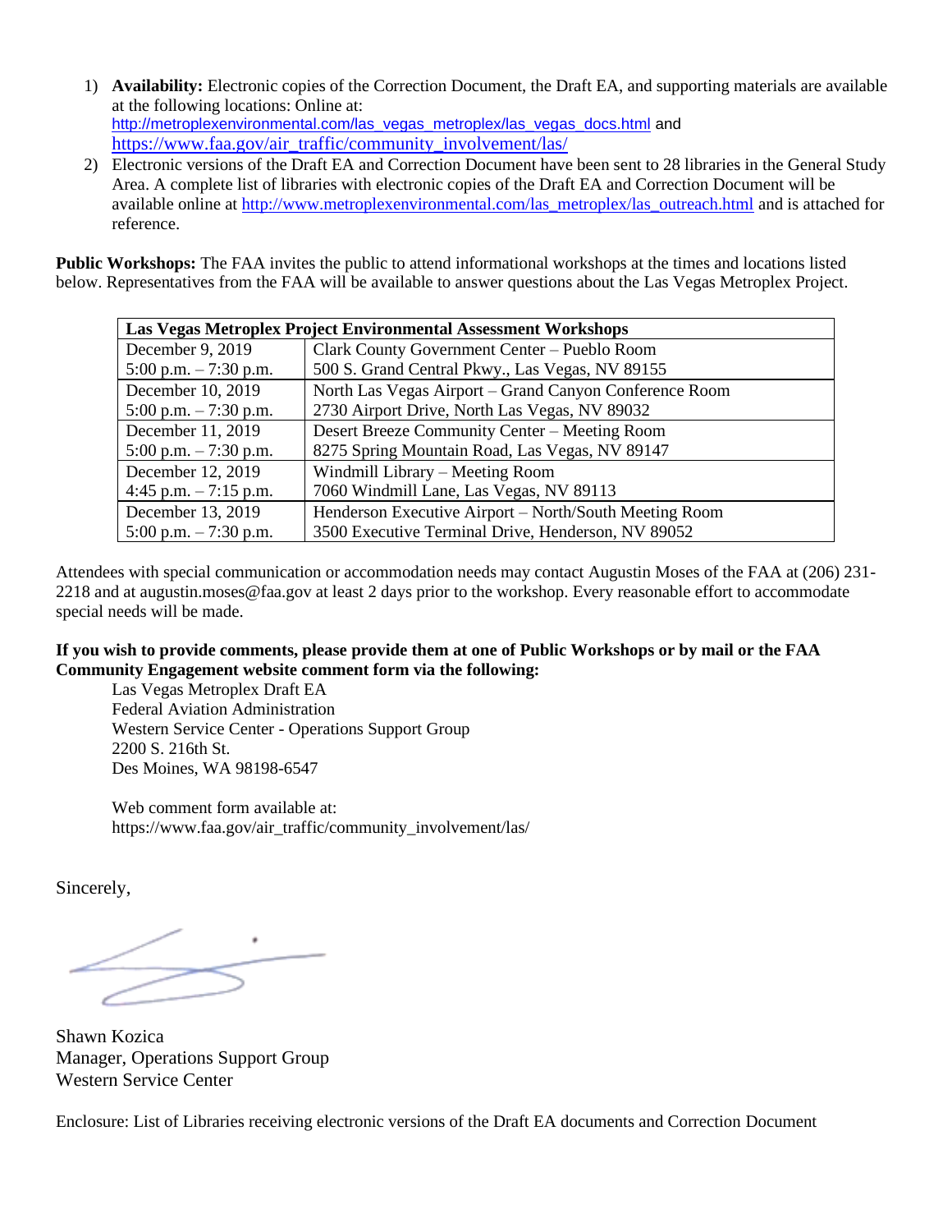1) **Availability:** Electronic copies of the Correction Document, the Draft EA, and supporting materials are available at the following locations: Online at: http://metroplexenvironmental.com/las_vegas_metroplex/las_vegas_docs.html and https://www.faa.gov/air_traffic/community_involvement/las/
2) Electronic versions of the Draft EA and Correction Document have been sent to 28 libraries in the General Study Area. A complete list of libraries with electronic copies of the Draft EA and Correction Document will be available online at http://www.metroplexenvironmental.com/las_metroplex/las_outreach.html and is attached for reference.

**Public Workshops:** The FAA invites the public to attend informational workshops at the times and locations listed below. Representatives from the FAA will be available to answer questions about the Las Vegas Metroplex Project.

| Las Vegas Metroplex Project Environmental Assessment Workshops | |
|---|---|
| December 9, 2019<br>5:00 p.m. – 7:30 p.m. | Clark County Government Center – Pueblo Room<br>500 S. Grand Central Pkwy., Las Vegas, NV 89155 |
| December 10, 2019<br>5:00 p.m. – 7:30 p.m. | North Las Vegas Airport – Grand Canyon Conference Room<br>2730 Airport Drive, North Las Vegas, NV 89032 |
| December 11, 2019<br>5:00 p.m. – 7:30 p.m. | Desert Breeze Community Center – Meeting Room<br>8275 Spring Mountain Road, Las Vegas, NV 89147 |
| December 12, 2019<br>4:45 p.m. – 7:15 p.m. | Windmill Library – Meeting Room<br>7060 Windmill Lane, Las Vegas, NV 89113 |
| December 13, 2019<br>5:00 p.m. – 7:30 p.m. | Henderson Executive Airport – North/South Meeting Room<br>3500 Executive Terminal Drive, Henderson, NV 89052 |

Attendees with special communication or accommodation needs may contact Augustin Moses of the FAA at (206) 231-2218 and at augustin.moses@faa.gov at least 2 days prior to the workshop. Every reasonable effort to accommodate special needs will be made.

**If you wish to provide comments, please provide them at one of Public Workshops or by mail or the FAA Community Engagement website comment form via the following:**

Las Vegas Metroplex Draft EA
Federal Aviation Administration
Western Service Center - Operations Support Group
2200 S. 216th St.
Des Moines, WA 98198-6547

Web comment form available at:
https://www.faa.gov/air_traffic/community_involvement/las/

Sincerely,

Shawn Kozica
Manager, Operations Support Group
Western Service Center

Enclosure: List of Libraries receiving electronic versions of the Draft EA documents and Correction Document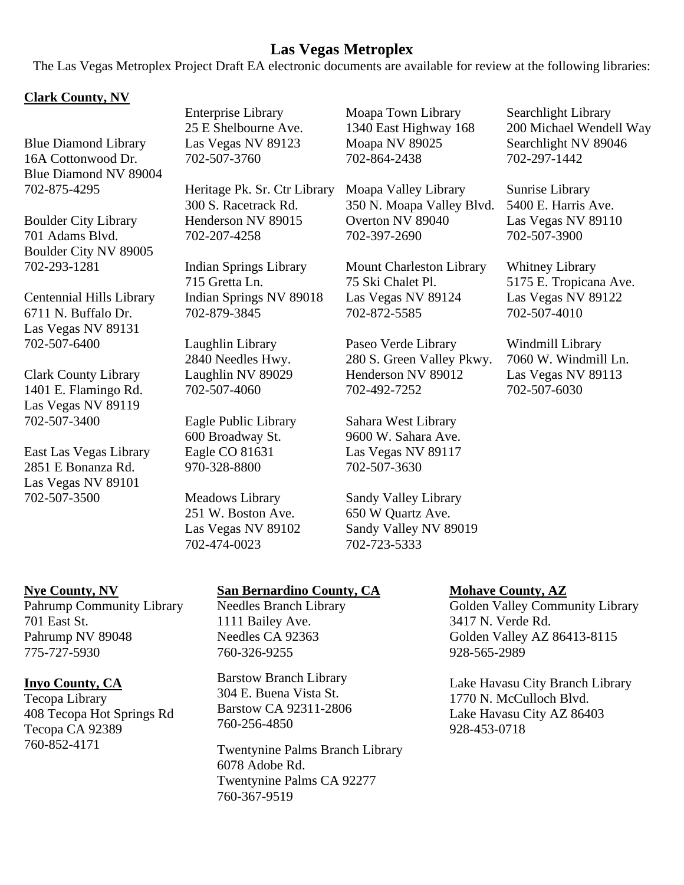# Las Vegas Metroplex

The Las Vegas Metroplex Project Draft EA electronic documents are available for review at the following libraries:

## Clark County, NV

Blue Diamond Library
16A Cottonwood Dr.
Blue Diamond NV 89004
702-875-4295

Boulder City Library
701 Adams Blvd.
Boulder City NV 89005
702-293-1281

Centennial Hills Library
6711 N. Buffalo Dr.
Las Vegas NV 89131
702-507-6400

Clark County Library
1401 E. Flamingo Rd.
Las Vegas NV 89119
702-507-3400

East Las Vegas Library
2851 E Bonanza Rd.
Las Vegas NV 89101
702-507-3500

Enterprise Library
25 E Shelbourne Ave.
Las Vegas NV 89123
702-507-3760

Heritage Pk. Sr. Ctr Library
300 S. Racetrack Rd.
Henderson NV 89015
702-207-4258

Indian Springs Library
715 Gretta Ln.
Indian Springs NV 89018
702-879-3845

Laughlin Library
2840 Needles Hwy.
Laughlin NV 89029
702-507-4060

Eagle Public Library
600 Broadway St.
Eagle CO 81631
970-328-8800

Meadows Library
251 W. Boston Ave.
Las Vegas NV 89102
702-474-0023

Moapa Town Library
1340 East Highway 168
Moapa NV 89025
702-864-2438

Moapa Valley Library
350 N. Moapa Valley Blvd.
Overton NV 89040
702-397-2690

Mount Charleston Library
75 Ski Chalet Pl.
Las Vegas NV 89124
702-872-5585

Paseo Verde Library
280 S. Green Valley Pkwy.
Henderson NV 89012
702-492-7252

Sahara West Library
9600 W. Sahara Ave.
Las Vegas NV 89117
702-507-3630

Sandy Valley Library
650 W Quartz Ave.
Sandy Valley NV 89019
702-723-5333

Searchlight Library
200 Michael Wendell Way
Searchlight NV 89046
702-297-1442

Sunrise Library
5400 E. Harris Ave.
Las Vegas NV 89110
702-507-3900

Whitney Library
5175 E. Tropicana Ave.
Las Vegas NV 89122
702-507-4010

Windmill Library
7060 W. Windmill Ln.
Las Vegas NV 89113
702-507-6030

## Nye County, NV

Pahrump Community Library
701 East St.
Pahrump NV 89048
775-727-5930

## Inyo County, CA

Tecopa Library
408 Tecopa Hot Springs Rd
Tecopa CA 92389
760-852-4171

## San Bernardino County, CA

Needles Branch Library
1111 Bailey Ave.
Needles CA 92363
760-326-9255

Barstow Branch Library
304 E. Buena Vista St.
Barstow CA 92311-2806
760-256-4850

Twentynine Palms Branch Library
6078 Adobe Rd.
Twentynine Palms CA 92277
760-367-9519

## Mohave County, AZ

Golden Valley Community Library
3417 N. Verde Rd.
Golden Valley AZ 86413-8115
928-565-2989

Lake Havasu City Branch Library
1770 N. McCulloch Blvd.
Lake Havasu City AZ 86403
928-453-0718